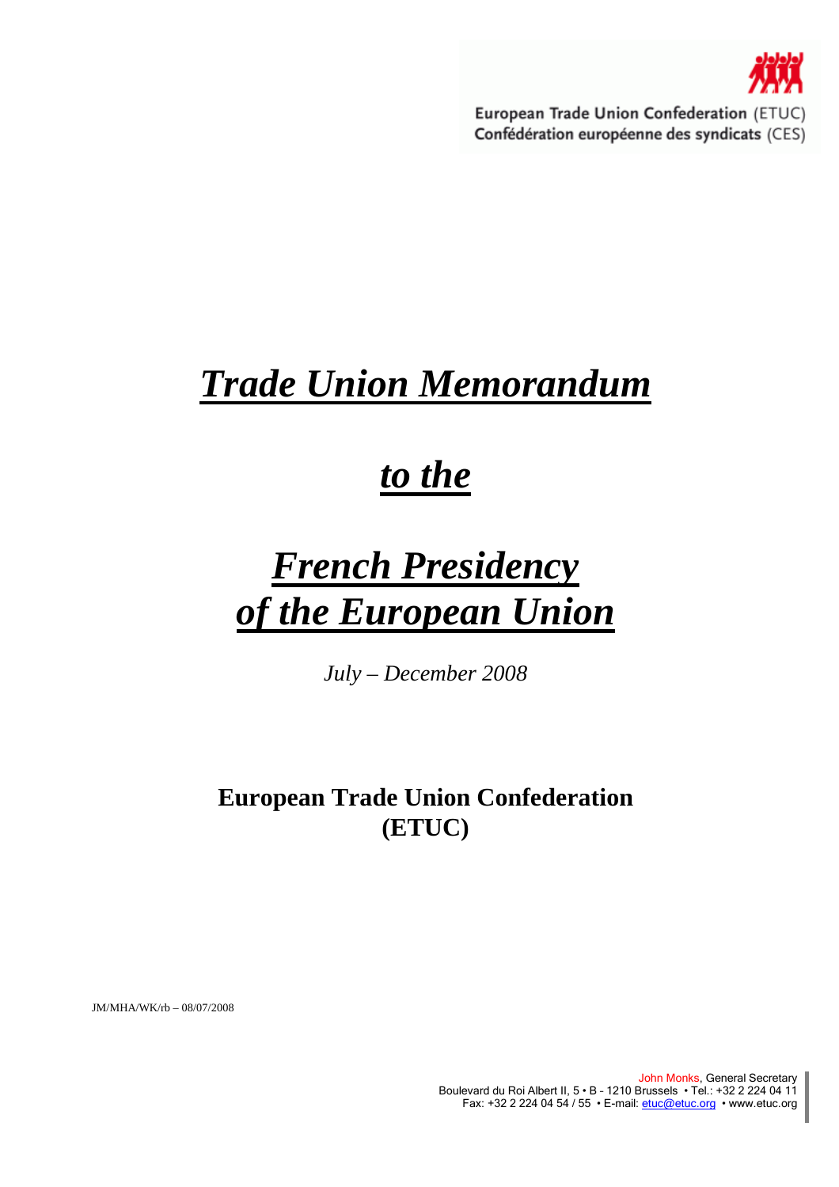European Trade Union Confederation (ETUC)
Confédération européenne des syndicats (CES)

# *Trade Union Memorandum*

# *to the*

# *French Presidency of the European Union*

*July – December 2008*

**European Trade Union Confederation (ETUC)**

JM/MHA/WK/rb – 08/07/2008

John Monks, General Secretary
Boulevard du Roi Albert II, 5 • B - 1210 Brussels • Tel.: +32 2 224 04 11
Fax: +32 2 224 04 54 / 55 • E-mail: etuc@etuc.org • www.etuc.org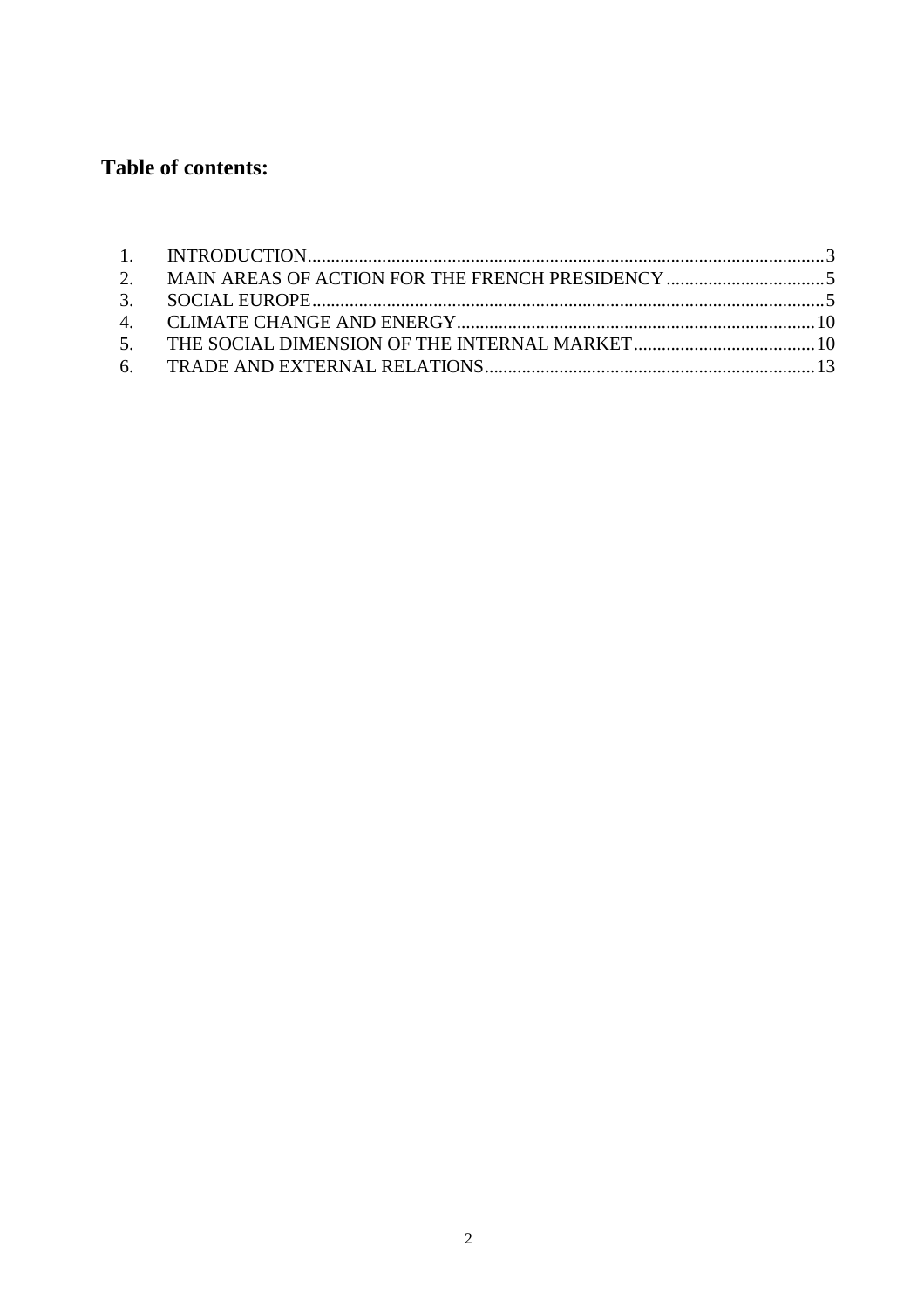## Table of contents:

1. INTRODUCTION .......... 3
2. MAIN AREAS OF ACTION FOR THE FRENCH PRESIDENCY .......... 5
3. SOCIAL EUROPE .......... 5
4. CLIMATE CHANGE AND ENERGY .......... 10
5. THE SOCIAL DIMENSION OF THE INTERNAL MARKET .......... 10
6. TRADE AND EXTERNAL RELATIONS .......... 13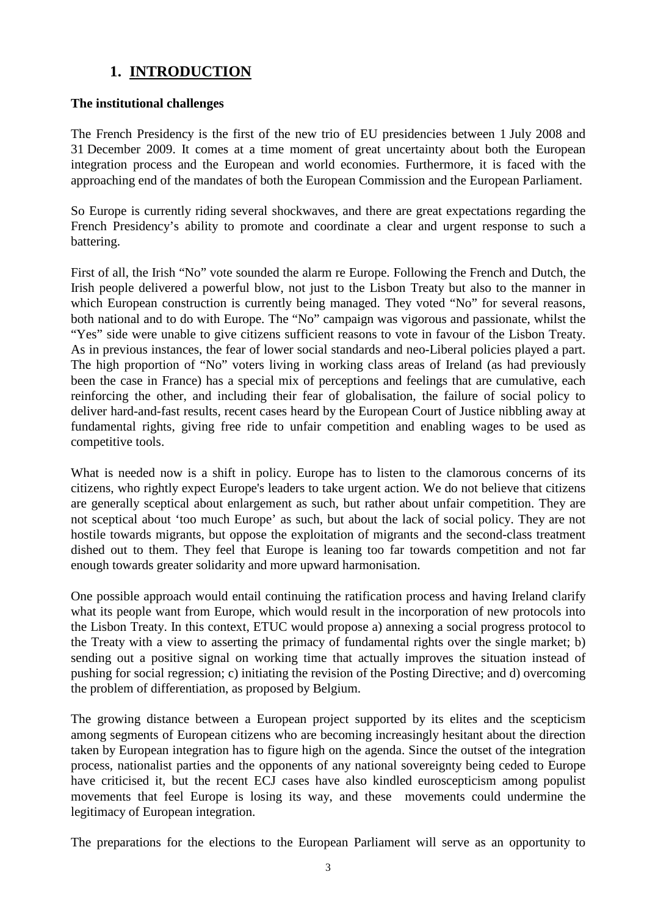## 1. INTRODUCTION

**The institutional challenges**

The French Presidency is the first of the new trio of EU presidencies between 1 July 2008 and 31 December 2009. It comes at a time moment of great uncertainty about both the European integration process and the European and world economies. Furthermore, it is faced with the approaching end of the mandates of both the European Commission and the European Parliament.

So Europe is currently riding several shockwaves, and there are great expectations regarding the French Presidency's ability to promote and coordinate a clear and urgent response to such a battering.

First of all, the Irish "No" vote sounded the alarm re Europe. Following the French and Dutch, the Irish people delivered a powerful blow, not just to the Lisbon Treaty but also to the manner in which European construction is currently being managed. They voted "No" for several reasons, both national and to do with Europe. The "No" campaign was vigorous and passionate, whilst the "Yes" side were unable to give citizens sufficient reasons to vote in favour of the Lisbon Treaty. As in previous instances, the fear of lower social standards and neo-Liberal policies played a part. The high proportion of "No" voters living in working class areas of Ireland (as had previously been the case in France) has a special mix of perceptions and feelings that are cumulative, each reinforcing the other, and including their fear of globalisation, the failure of social policy to deliver hard-and-fast results, recent cases heard by the European Court of Justice nibbling away at fundamental rights, giving free ride to unfair competition and enabling wages to be used as competitive tools.

What is needed now is a shift in policy. Europe has to listen to the clamorous concerns of its citizens, who rightly expect Europe's leaders to take urgent action. We do not believe that citizens are generally sceptical about enlargement as such, but rather about unfair competition. They are not sceptical about 'too much Europe' as such, but about the lack of social policy. They are not hostile towards migrants, but oppose the exploitation of migrants and the second-class treatment dished out to them. They feel that Europe is leaning too far towards competition and not far enough towards greater solidarity and more upward harmonisation.

One possible approach would entail continuing the ratification process and having Ireland clarify what its people want from Europe, which would result in the incorporation of new protocols into the Lisbon Treaty. In this context, ETUC would propose a) annexing a social progress protocol to the Treaty with a view to asserting the primacy of fundamental rights over the single market; b) sending out a positive signal on working time that actually improves the situation instead of pushing for social regression; c) initiating the revision of the Posting Directive; and d) overcoming the problem of differentiation, as proposed by Belgium.

The growing distance between a European project supported by its elites and the scepticism among segments of European citizens who are becoming increasingly hesitant about the direction taken by European integration has to figure high on the agenda. Since the outset of the integration process, nationalist parties and the opponents of any national sovereignty being ceded to Europe have criticised it, but the recent ECJ cases have also kindled euroscepticism among populist movements that feel Europe is losing its way, and these movements could undermine the legitimacy of European integration.

The preparations for the elections to the European Parliament will serve as an opportunity to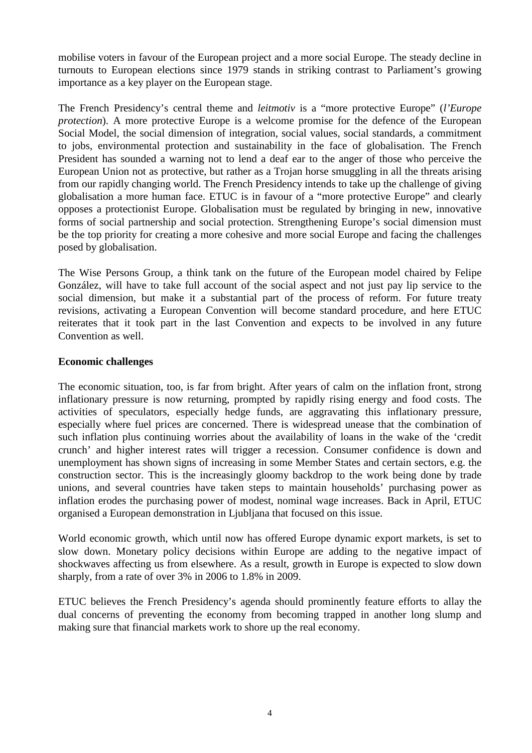mobilise voters in favour of the European project and a more social Europe. The steady decline in turnouts to European elections since 1979 stands in striking contrast to Parliament's growing importance as a key player on the European stage.

The French Presidency's central theme and *leitmotiv* is a "more protective Europe" (*l'Europe protection*). A more protective Europe is a welcome promise for the defence of the European Social Model, the social dimension of integration, social values, social standards, a commitment to jobs, environmental protection and sustainability in the face of globalisation. The French President has sounded a warning not to lend a deaf ear to the anger of those who perceive the European Union not as protective, but rather as a Trojan horse smuggling in all the threats arising from our rapidly changing world. The French Presidency intends to take up the challenge of giving globalisation a more human face. ETUC is in favour of a "more protective Europe" and clearly opposes a protectionist Europe. Globalisation must be regulated by bringing in new, innovative forms of social partnership and social protection. Strengthening Europe's social dimension must be the top priority for creating a more cohesive and more social Europe and facing the challenges posed by globalisation.

The Wise Persons Group, a think tank on the future of the European model chaired by Felipe González, will have to take full account of the social aspect and not just pay lip service to the social dimension, but make it a substantial part of the process of reform. For future treaty revisions, activating a European Convention will become standard procedure, and here ETUC reiterates that it took part in the last Convention and expects to be involved in any future Convention as well.

**Economic challenges**

The economic situation, too, is far from bright. After years of calm on the inflation front, strong inflationary pressure is now returning, prompted by rapidly rising energy and food costs. The activities of speculators, especially hedge funds, are aggravating this inflationary pressure, especially where fuel prices are concerned. There is widespread unease that the combination of such inflation plus continuing worries about the availability of loans in the wake of the 'credit crunch' and higher interest rates will trigger a recession. Consumer confidence is down and unemployment has shown signs of increasing in some Member States and certain sectors, e.g. the construction sector. This is the increasingly gloomy backdrop to the work being done by trade unions, and several countries have taken steps to maintain households' purchasing power as inflation erodes the purchasing power of modest, nominal wage increases. Back in April, ETUC organised a European demonstration in Ljubljana that focused on this issue.

World economic growth, which until now has offered Europe dynamic export markets, is set to slow down. Monetary policy decisions within Europe are adding to the negative impact of shockwaves affecting us from elsewhere. As a result, growth in Europe is expected to slow down sharply, from a rate of over 3% in 2006 to 1.8% in 2009.

ETUC believes the French Presidency's agenda should prominently feature efforts to allay the dual concerns of preventing the economy from becoming trapped in another long slump and making sure that financial markets work to shore up the real economy.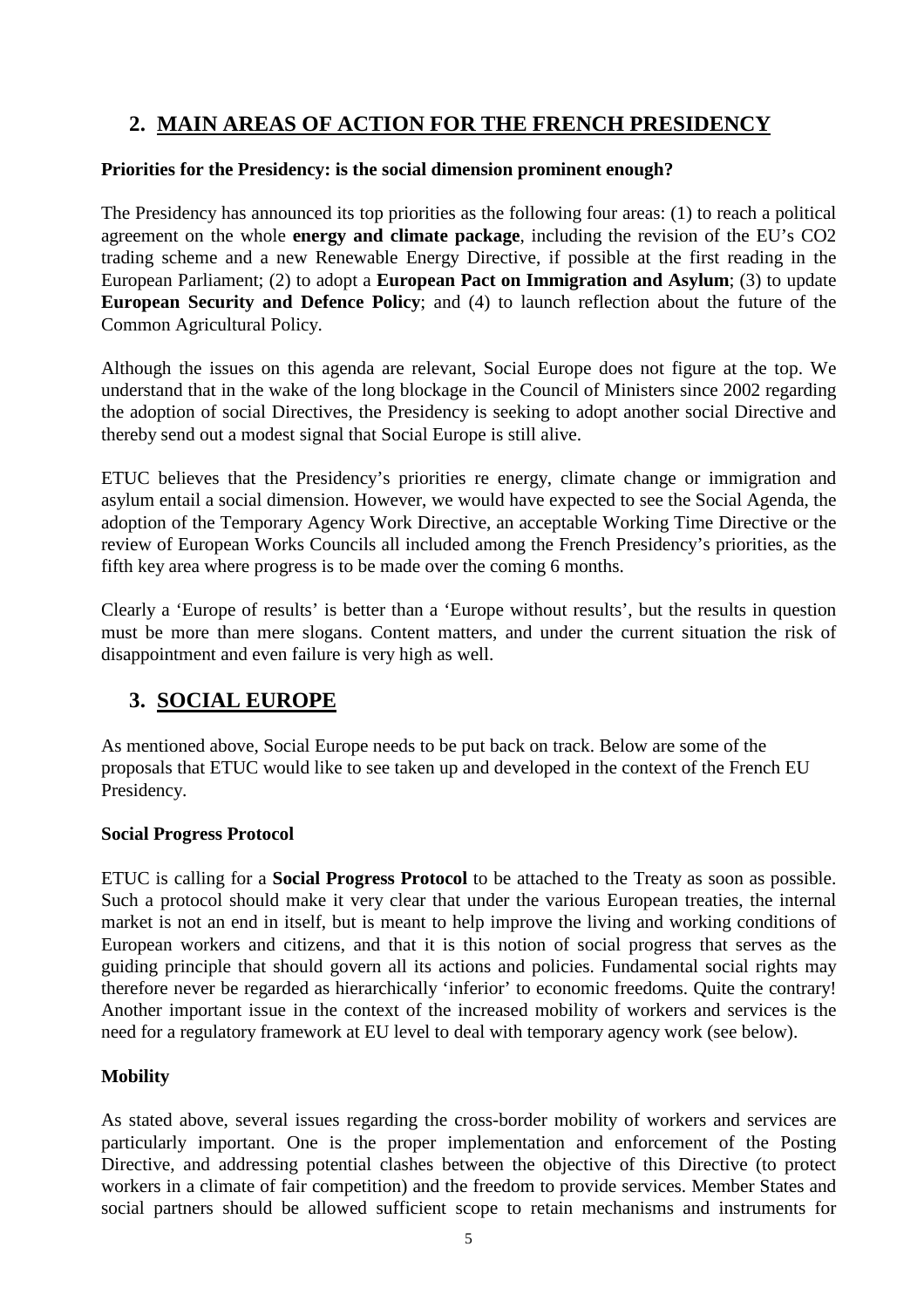## 2. MAIN AREAS OF ACTION FOR THE FRENCH PRESIDENCY

**Priorities for the Presidency: is the social dimension prominent enough?**

The Presidency has announced its top priorities as the following four areas: (1) to reach a political agreement on the whole **energy and climate package**, including the revision of the EU's CO2 trading scheme and a new Renewable Energy Directive, if possible at the first reading in the European Parliament; (2) to adopt a **European Pact on Immigration and Asylum**; (3) to update **European Security and Defence Policy**; and (4) to launch reflection about the future of the Common Agricultural Policy.

Although the issues on this agenda are relevant, Social Europe does not figure at the top. We understand that in the wake of the long blockage in the Council of Ministers since 2002 regarding the adoption of social Directives, the Presidency is seeking to adopt another social Directive and thereby send out a modest signal that Social Europe is still alive.

ETUC believes that the Presidency's priorities re energy, climate change or immigration and asylum entail a social dimension. However, we would have expected to see the Social Agenda, the adoption of the Temporary Agency Work Directive, an acceptable Working Time Directive or the review of European Works Councils all included among the French Presidency's priorities, as the fifth key area where progress is to be made over the coming 6 months.

Clearly a 'Europe of results' is better than a 'Europe without results', but the results in question must be more than mere slogans. Content matters, and under the current situation the risk of disappointment and even failure is very high as well.

## 3. SOCIAL EUROPE

As mentioned above, Social Europe needs to be put back on track. Below are some of the proposals that ETUC would like to see taken up and developed in the context of the French EU Presidency.

**Social Progress Protocol**

ETUC is calling for a **Social Progress Protocol** to be attached to the Treaty as soon as possible. Such a protocol should make it very clear that under the various European treaties, the internal market is not an end in itself, but is meant to help improve the living and working conditions of European workers and citizens, and that it is this notion of social progress that serves as the guiding principle that should govern all its actions and policies. Fundamental social rights may therefore never be regarded as hierarchically 'inferior' to economic freedoms. Quite the contrary! Another important issue in the context of the increased mobility of workers and services is the need for a regulatory framework at EU level to deal with temporary agency work (see below).

**Mobility**

As stated above, several issues regarding the cross-border mobility of workers and services are particularly important. One is the proper implementation and enforcement of the Posting Directive, and addressing potential clashes between the objective of this Directive (to protect workers in a climate of fair competition) and the freedom to provide services. Member States and social partners should be allowed sufficient scope to retain mechanisms and instruments for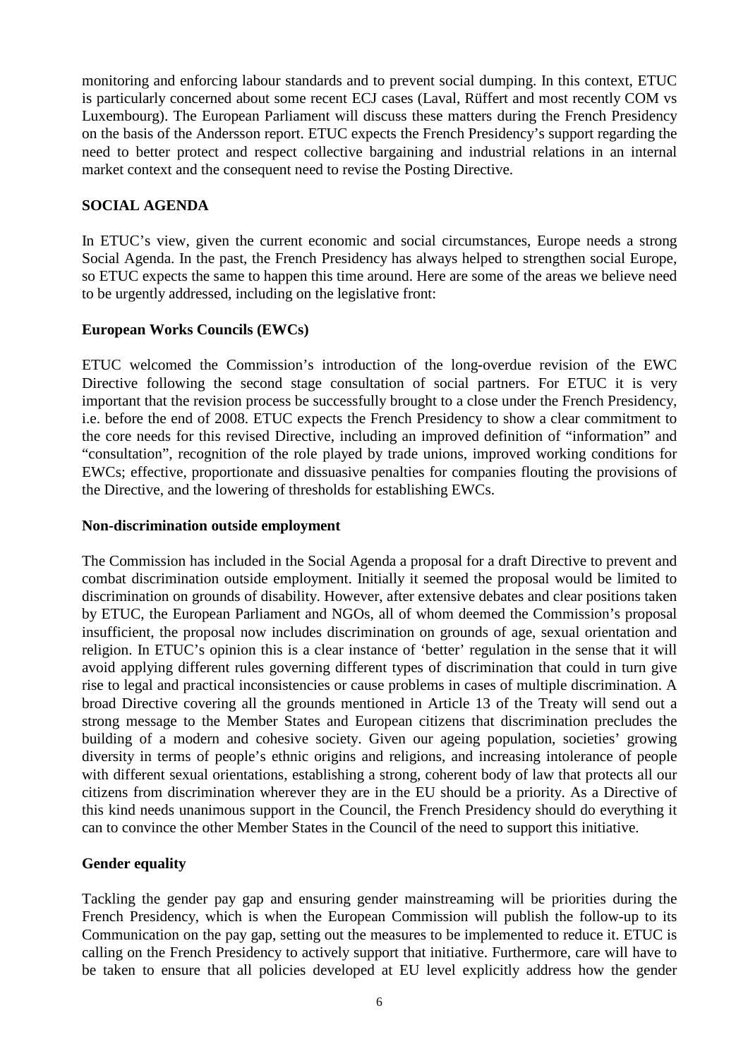monitoring and enforcing labour standards and to prevent social dumping. In this context, ETUC is particularly concerned about some recent ECJ cases (Laval, Rüffert and most recently COM vs Luxembourg). The European Parliament will discuss these matters during the French Presidency on the basis of the Andersson report. ETUC expects the French Presidency's support regarding the need to better protect and respect collective bargaining and industrial relations in an internal market context and the consequent need to revise the Posting Directive.

## SOCIAL AGENDA

In ETUC's view, given the current economic and social circumstances, Europe needs a strong Social Agenda. In the past, the French Presidency has always helped to strengthen social Europe, so ETUC expects the same to happen this time around. Here are some of the areas we believe need to be urgently addressed, including on the legislative front:

### European Works Councils (EWCs)

ETUC welcomed the Commission's introduction of the long-overdue revision of the EWC Directive following the second stage consultation of social partners. For ETUC it is very important that the revision process be successfully brought to a close under the French Presidency, i.e. before the end of 2008. ETUC expects the French Presidency to show a clear commitment to the core needs for this revised Directive, including an improved definition of "information" and "consultation", recognition of the role played by trade unions, improved working conditions for EWCs; effective, proportionate and dissuasive penalties for companies flouting the provisions of the Directive, and the lowering of thresholds for establishing EWCs.

### Non-discrimination outside employment

The Commission has included in the Social Agenda a proposal for a draft Directive to prevent and combat discrimination outside employment. Initially it seemed the proposal would be limited to discrimination on grounds of disability. However, after extensive debates and clear positions taken by ETUC, the European Parliament and NGOs, all of whom deemed the Commission's proposal insufficient, the proposal now includes discrimination on grounds of age, sexual orientation and religion. In ETUC's opinion this is a clear instance of 'better' regulation in the sense that it will avoid applying different rules governing different types of discrimination that could in turn give rise to legal and practical inconsistencies or cause problems in cases of multiple discrimination. A broad Directive covering all the grounds mentioned in Article 13 of the Treaty will send out a strong message to the Member States and European citizens that discrimination precludes the building of a modern and cohesive society. Given our ageing population, societies' growing diversity in terms of people's ethnic origins and religions, and increasing intolerance of people with different sexual orientations, establishing a strong, coherent body of law that protects all our citizens from discrimination wherever they are in the EU should be a priority. As a Directive of this kind needs unanimous support in the Council, the French Presidency should do everything it can to convince the other Member States in the Council of the need to support this initiative.

### Gender equality

Tackling the gender pay gap and ensuring gender mainstreaming will be priorities during the French Presidency, which is when the European Commission will publish the follow-up to its Communication on the pay gap, setting out the measures to be implemented to reduce it. ETUC is calling on the French Presidency to actively support that initiative. Furthermore, care will have to be taken to ensure that all policies developed at EU level explicitly address how the gender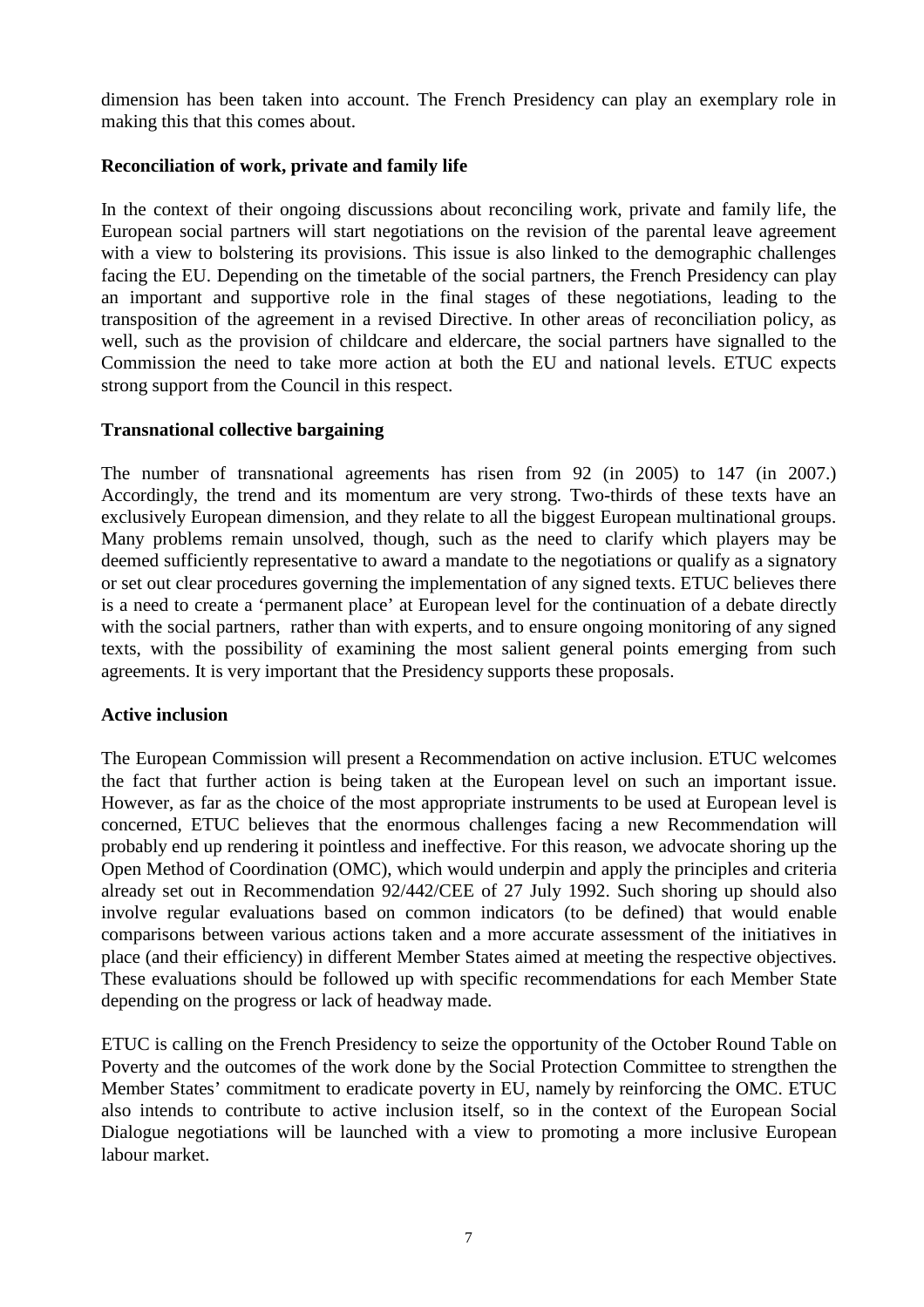dimension has been taken into account. The French Presidency can play an exemplary role in making this that this comes about.

**Reconciliation of work, private and family life**

In the context of their ongoing discussions about reconciling work, private and family life, the European social partners will start negotiations on the revision of the parental leave agreement with a view to bolstering its provisions. This issue is also linked to the demographic challenges facing the EU. Depending on the timetable of the social partners, the French Presidency can play an important and supportive role in the final stages of these negotiations, leading to the transposition of the agreement in a revised Directive. In other areas of reconciliation policy, as well, such as the provision of childcare and eldercare, the social partners have signalled to the Commission the need to take more action at both the EU and national levels. ETUC expects strong support from the Council in this respect.

**Transnational collective bargaining**

The number of transnational agreements has risen from 92 (in 2005) to 147 (in 2007.) Accordingly, the trend and its momentum are very strong. Two-thirds of these texts have an exclusively European dimension, and they relate to all the biggest European multinational groups. Many problems remain unsolved, though, such as the need to clarify which players may be deemed sufficiently representative to award a mandate to the negotiations or qualify as a signatory or set out clear procedures governing the implementation of any signed texts. ETUC believes there is a need to create a 'permanent place' at European level for the continuation of a debate directly with the social partners, rather than with experts, and to ensure ongoing monitoring of any signed texts, with the possibility of examining the most salient general points emerging from such agreements. It is very important that the Presidency supports these proposals.

**Active inclusion**

The European Commission will present a Recommendation on active inclusion. ETUC welcomes the fact that further action is being taken at the European level on such an important issue. However, as far as the choice of the most appropriate instruments to be used at European level is concerned, ETUC believes that the enormous challenges facing a new Recommendation will probably end up rendering it pointless and ineffective. For this reason, we advocate shoring up the Open Method of Coordination (OMC), which would underpin and apply the principles and criteria already set out in Recommendation 92/442/CEE of 27 July 1992. Such shoring up should also involve regular evaluations based on common indicators (to be defined) that would enable comparisons between various actions taken and a more accurate assessment of the initiatives in place (and their efficiency) in different Member States aimed at meeting the respective objectives. These evaluations should be followed up with specific recommendations for each Member State depending on the progress or lack of headway made.

ETUC is calling on the French Presidency to seize the opportunity of the October Round Table on Poverty and the outcomes of the work done by the Social Protection Committee to strengthen the Member States' commitment to eradicate poverty in EU, namely by reinforcing the OMC. ETUC also intends to contribute to active inclusion itself, so in the context of the European Social Dialogue negotiations will be launched with a view to promoting a more inclusive European labour market.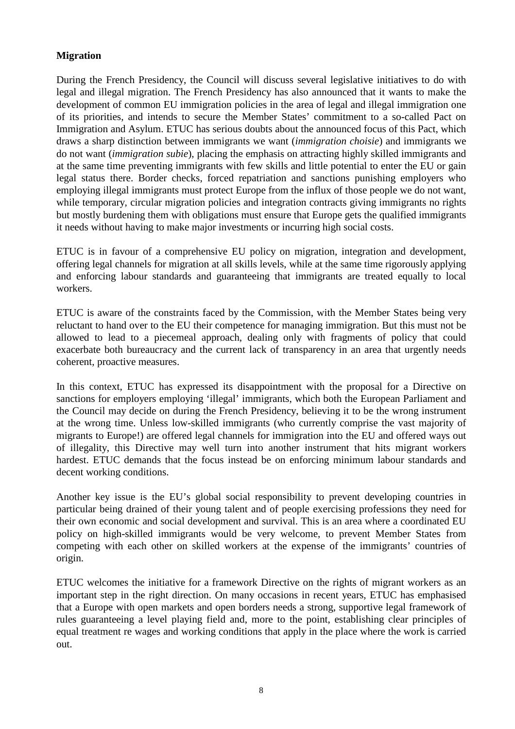**Migration**

During the French Presidency, the Council will discuss several legislative initiatives to do with legal and illegal migration. The French Presidency has also announced that it wants to make the development of common EU immigration policies in the area of legal and illegal immigration one of its priorities, and intends to secure the Member States' commitment to a so-called Pact on Immigration and Asylum. ETUC has serious doubts about the announced focus of this Pact, which draws a sharp distinction between immigrants we want (*immigration choisie*) and immigrants we do not want (*immigration subie*), placing the emphasis on attracting highly skilled immigrants and at the same time preventing immigrants with few skills and little potential to enter the EU or gain legal status there. Border checks, forced repatriation and sanctions punishing employers who employing illegal immigrants must protect Europe from the influx of those people we do not want, while temporary, circular migration policies and integration contracts giving immigrants no rights but mostly burdening them with obligations must ensure that Europe gets the qualified immigrants it needs without having to make major investments or incurring high social costs.

ETUC is in favour of a comprehensive EU policy on migration, integration and development, offering legal channels for migration at all skills levels, while at the same time rigorously applying and enforcing labour standards and guaranteeing that immigrants are treated equally to local workers.

ETUC is aware of the constraints faced by the Commission, with the Member States being very reluctant to hand over to the EU their competence for managing immigration. But this must not be allowed to lead to a piecemeal approach, dealing only with fragments of policy that could exacerbate both bureaucracy and the current lack of transparency in an area that urgently needs coherent, proactive measures.

In this context, ETUC has expressed its disappointment with the proposal for a Directive on sanctions for employers employing 'illegal' immigrants, which both the European Parliament and the Council may decide on during the French Presidency, believing it to be the wrong instrument at the wrong time. Unless low-skilled immigrants (who currently comprise the vast majority of migrants to Europe!) are offered legal channels for immigration into the EU and offered ways out of illegality, this Directive may well turn into another instrument that hits migrant workers hardest. ETUC demands that the focus instead be on enforcing minimum labour standards and decent working conditions.

Another key issue is the EU's global social responsibility to prevent developing countries in particular being drained of their young talent and of people exercising professions they need for their own economic and social development and survival. This is an area where a coordinated EU policy on high-skilled immigrants would be very welcome, to prevent Member States from competing with each other on skilled workers at the expense of the immigrants' countries of origin.

ETUC welcomes the initiative for a framework Directive on the rights of migrant workers as an important step in the right direction. On many occasions in recent years, ETUC has emphasised that a Europe with open markets and open borders needs a strong, supportive legal framework of rules guaranteeing a level playing field and, more to the point, establishing clear principles of equal treatment re wages and working conditions that apply in the place where the work is carried out.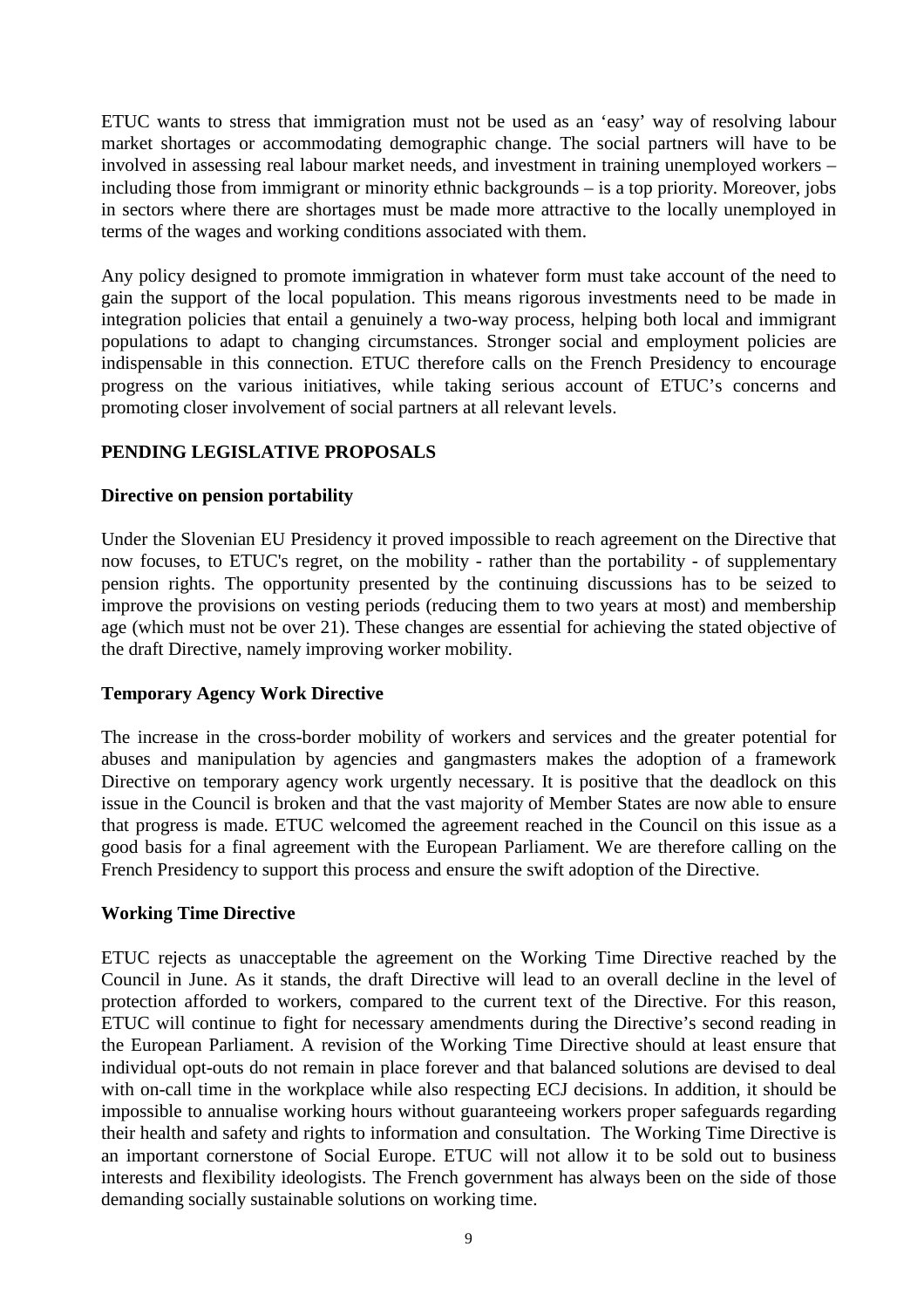ETUC wants to stress that immigration must not be used as an 'easy' way of resolving labour market shortages or accommodating demographic change. The social partners will have to be involved in assessing real labour market needs, and investment in training unemployed workers – including those from immigrant or minority ethnic backgrounds – is a top priority. Moreover, jobs in sectors where there are shortages must be made more attractive to the locally unemployed in terms of the wages and working conditions associated with them.

Any policy designed to promote immigration in whatever form must take account of the need to gain the support of the local population. This means rigorous investments need to be made in integration policies that entail a genuinely a two-way process, helping both local and immigrant populations to adapt to changing circumstances. Stronger social and employment policies are indispensable in this connection. ETUC therefore calls on the French Presidency to encourage progress on the various initiatives, while taking serious account of ETUC's concerns and promoting closer involvement of social partners at all relevant levels.

## PENDING LEGISLATIVE PROPOSALS

### Directive on pension portability

Under the Slovenian EU Presidency it proved impossible to reach agreement on the Directive that now focuses, to ETUC's regret, on the mobility - rather than the portability - of supplementary pension rights. The opportunity presented by the continuing discussions has to be seized to improve the provisions on vesting periods (reducing them to two years at most) and membership age (which must not be over 21). These changes are essential for achieving the stated objective of the draft Directive, namely improving worker mobility.

### Temporary Agency Work Directive

The increase in the cross-border mobility of workers and services and the greater potential for abuses and manipulation by agencies and gangmasters makes the adoption of a framework Directive on temporary agency work urgently necessary. It is positive that the deadlock on this issue in the Council is broken and that the vast majority of Member States are now able to ensure that progress is made. ETUC welcomed the agreement reached in the Council on this issue as a good basis for a final agreement with the European Parliament. We are therefore calling on the French Presidency to support this process and ensure the swift adoption of the Directive.

### Working Time Directive

ETUC rejects as unacceptable the agreement on the Working Time Directive reached by the Council in June. As it stands, the draft Directive will lead to an overall decline in the level of protection afforded to workers, compared to the current text of the Directive. For this reason, ETUC will continue to fight for necessary amendments during the Directive's second reading in the European Parliament. A revision of the Working Time Directive should at least ensure that individual opt-outs do not remain in place forever and that balanced solutions are devised to deal with on-call time in the workplace while also respecting ECJ decisions. In addition, it should be impossible to annualise working hours without guaranteeing workers proper safeguards regarding their health and safety and rights to information and consultation. The Working Time Directive is an important cornerstone of Social Europe. ETUC will not allow it to be sold out to business interests and flexibility ideologists. The French government has always been on the side of those demanding socially sustainable solutions on working time.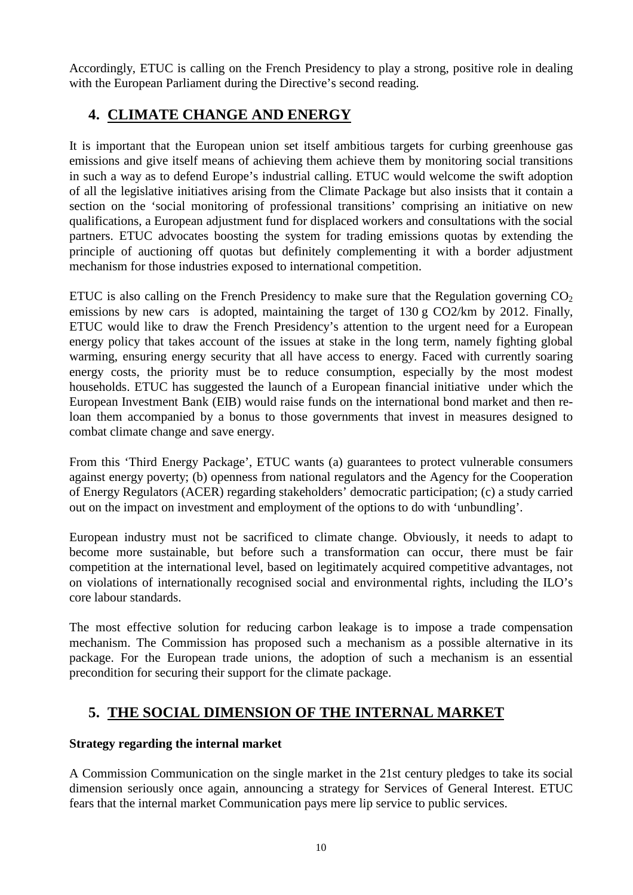Accordingly, ETUC is calling on the French Presidency to play a strong, positive role in dealing with the European Parliament during the Directive's second reading.

## 4. CLIMATE CHANGE AND ENERGY

It is important that the European union set itself ambitious targets for curbing greenhouse gas emissions and give itself means of achieving them achieve them by monitoring social transitions in such a way as to defend Europe's industrial calling. ETUC would welcome the swift adoption of all the legislative initiatives arising from the Climate Package but also insists that it contain a section on the 'social monitoring of professional transitions' comprising an initiative on new qualifications, a European adjustment fund for displaced workers and consultations with the social partners. ETUC advocates boosting the system for trading emissions quotas by extending the principle of auctioning off quotas but definitely complementing it with a border adjustment mechanism for those industries exposed to international competition.

ETUC is also calling on the French Presidency to make sure that the Regulation governing $CO_2$ emissions by new cars is adopted, maintaining the target of 130 g CO2/km by 2012. Finally, ETUC would like to draw the French Presidency's attention to the urgent need for a European energy policy that takes account of the issues at stake in the long term, namely fighting global warming, ensuring energy security that all have access to energy. Faced with currently soaring energy costs, the priority must be to reduce consumption, especially by the most modest households. ETUC has suggested the launch of a European financial initiative under which the European Investment Bank (EIB) would raise funds on the international bond market and then re-loan them accompanied by a bonus to those governments that invest in measures designed to combat climate change and save energy.

From this 'Third Energy Package', ETUC wants (a) guarantees to protect vulnerable consumers against energy poverty; (b) openness from national regulators and the Agency for the Cooperation of Energy Regulators (ACER) regarding stakeholders' democratic participation; (c) a study carried out on the impact on investment and employment of the options to do with 'unbundling'.

European industry must not be sacrificed to climate change. Obviously, it needs to adapt to become more sustainable, but before such a transformation can occur, there must be fair competition at the international level, based on legitimately acquired competitive advantages, not on violations of internationally recognised social and environmental rights, including the ILO's core labour standards.

The most effective solution for reducing carbon leakage is to impose a trade compensation mechanism. The Commission has proposed such a mechanism as a possible alternative in its package. For the European trade unions, the adoption of such a mechanism is an essential precondition for securing their support for the climate package.

## 5. THE SOCIAL DIMENSION OF THE INTERNAL MARKET

**Strategy regarding the internal market**

A Commission Communication on the single market in the 21st century pledges to take its social dimension seriously once again, announcing a strategy for Services of General Interest. ETUC fears that the internal market Communication pays mere lip service to public services.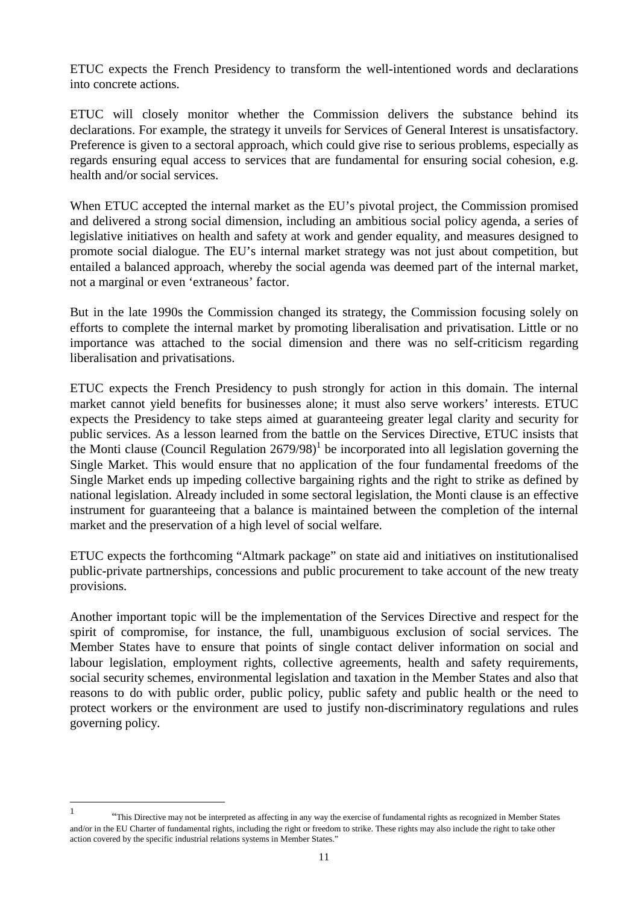ETUC expects the French Presidency to transform the well-intentioned words and declarations into concrete actions.

ETUC will closely monitor whether the Commission delivers the substance behind its declarations. For example, the strategy it unveils for Services of General Interest is unsatisfactory. Preference is given to a sectoral approach, which could give rise to serious problems, especially as regards ensuring equal access to services that are fundamental for ensuring social cohesion, e.g. health and/or social services.

When ETUC accepted the internal market as the EU's pivotal project, the Commission promised and delivered a strong social dimension, including an ambitious social policy agenda, a series of legislative initiatives on health and safety at work and gender equality, and measures designed to promote social dialogue. The EU's internal market strategy was not just about competition, but entailed a balanced approach, whereby the social agenda was deemed part of the internal market, not a marginal or even 'extraneous' factor.

But in the late 1990s the Commission changed its strategy, the Commission focusing solely on efforts to complete the internal market by promoting liberalisation and privatisation. Little or no importance was attached to the social dimension and there was no self-criticism regarding liberalisation and privatisations.

ETUC expects the French Presidency to push strongly for action in this domain. The internal market cannot yield benefits for businesses alone; it must also serve workers' interests. ETUC expects the Presidency to take steps aimed at guaranteeing greater legal clarity and security for public services. As a lesson learned from the battle on the Services Directive, ETUC insists that the Monti clause (Council Regulation 2679/98)[1] be incorporated into all legislation governing the Single Market. This would ensure that no application of the four fundamental freedoms of the Single Market ends up impeding collective bargaining rights and the right to strike as defined by national legislation. Already included in some sectoral legislation, the Monti clause is an effective instrument for guaranteeing that a balance is maintained between the completion of the internal market and the preservation of a high level of social welfare.

ETUC expects the forthcoming "Altmark package" on state aid and initiatives on institutionalised public-private partnerships, concessions and public procurement to take account of the new treaty provisions.

Another important topic will be the implementation of the Services Directive and respect for the spirit of compromise, for instance, the full, unambiguous exclusion of social services. The Member States have to ensure that points of single contact deliver information on social and labour legislation, employment rights, collective agreements, health and safety requirements, social security schemes, environmental legislation and taxation in the Member States and also that reasons to do with public order, public policy, public safety and public health or the need to protect workers or the environment are used to justify non-discriminatory regulations and rules governing policy.

---

[1] "This Directive may not be interpreted as affecting in any way the exercise of fundamental rights as recognized in Member States and/or in the EU Charter of fundamental rights, including the right or freedom to strike. These rights may also include the right to take other action covered by the specific industrial relations systems in Member States."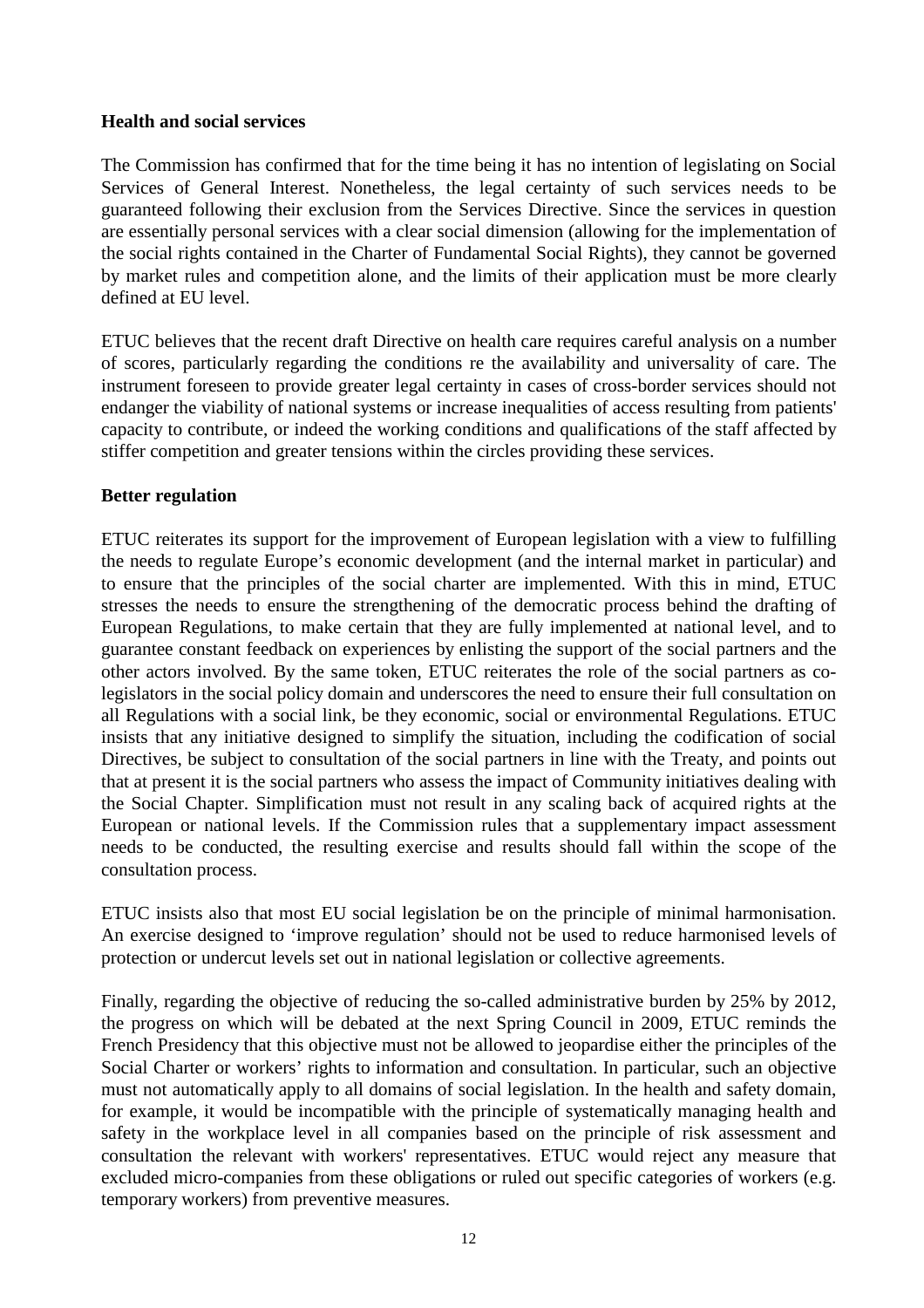**Health and social services**

The Commission has confirmed that for the time being it has no intention of legislating on Social Services of General Interest. Nonetheless, the legal certainty of such services needs to be guaranteed following their exclusion from the Services Directive. Since the services in question are essentially personal services with a clear social dimension (allowing for the implementation of the social rights contained in the Charter of Fundamental Social Rights), they cannot be governed by market rules and competition alone, and the limits of their application must be more clearly defined at EU level.

ETUC believes that the recent draft Directive on health care requires careful analysis on a number of scores, particularly regarding the conditions re the availability and universality of care. The instrument foreseen to provide greater legal certainty in cases of cross-border services should not endanger the viability of national systems or increase inequalities of access resulting from patients' capacity to contribute, or indeed the working conditions and qualifications of the staff affected by stiffer competition and greater tensions within the circles providing these services.

**Better regulation**

ETUC reiterates its support for the improvement of European legislation with a view to fulfilling the needs to regulate Europe's economic development (and the internal market in particular) and to ensure that the principles of the social charter are implemented. With this in mind, ETUC stresses the needs to ensure the strengthening of the democratic process behind the drafting of European Regulations, to make certain that they are fully implemented at national level, and to guarantee constant feedback on experiences by enlisting the support of the social partners and the other actors involved. By the same token, ETUC reiterates the role of the social partners as co-legislators in the social policy domain and underscores the need to ensure their full consultation on all Regulations with a social link, be they economic, social or environmental Regulations. ETUC insists that any initiative designed to simplify the situation, including the codification of social Directives, be subject to consultation of the social partners in line with the Treaty, and points out that at present it is the social partners who assess the impact of Community initiatives dealing with the Social Chapter. Simplification must not result in any scaling back of acquired rights at the European or national levels. If the Commission rules that a supplementary impact assessment needs to be conducted, the resulting exercise and results should fall within the scope of the consultation process.

ETUC insists also that most EU social legislation be on the principle of minimal harmonisation. An exercise designed to 'improve regulation' should not be used to reduce harmonised levels of protection or undercut levels set out in national legislation or collective agreements.

Finally, regarding the objective of reducing the so-called administrative burden by 25% by 2012, the progress on which will be debated at the next Spring Council in 2009, ETUC reminds the French Presidency that this objective must not be allowed to jeopardise either the principles of the Social Charter or workers' rights to information and consultation. In particular, such an objective must not automatically apply to all domains of social legislation. In the health and safety domain, for example, it would be incompatible with the principle of systematically managing health and safety in the workplace level in all companies based on the principle of risk assessment and consultation the relevant with workers' representatives. ETUC would reject any measure that excluded micro-companies from these obligations or ruled out specific categories of workers (e.g. temporary workers) from preventive measures.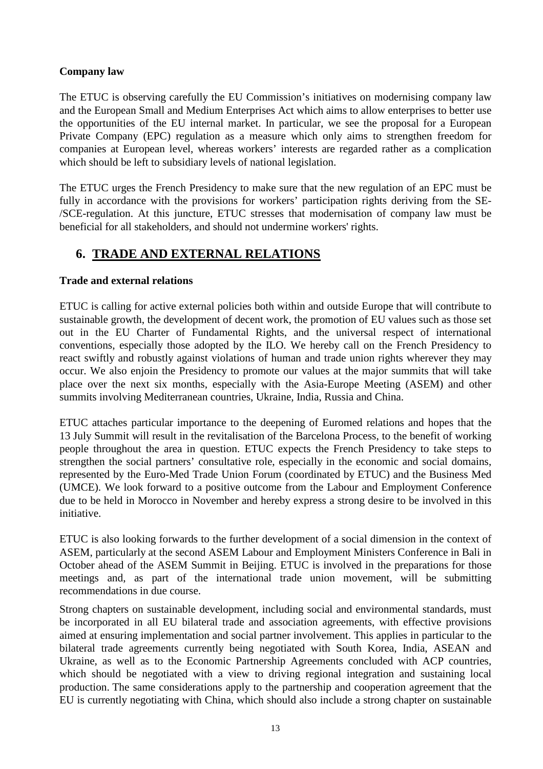**Company law**

The ETUC is observing carefully the EU Commission's initiatives on modernising company law and the European Small and Medium Enterprises Act which aims to allow enterprises to better use the opportunities of the EU internal market. In particular, we see the proposal for a European Private Company (EPC) regulation as a measure which only aims to strengthen freedom for companies at European level, whereas workers' interests are regarded rather as a complication which should be left to subsidiary levels of national legislation.

The ETUC urges the French Presidency to make sure that the new regulation of an EPC must be fully in accordance with the provisions for workers' participation rights deriving from the SE-/SCE-regulation. At this juncture, ETUC stresses that modernisation of company law must be beneficial for all stakeholders, and should not undermine workers' rights.

## 6. TRADE AND EXTERNAL RELATIONS

**Trade and external relations**

ETUC is calling for active external policies both within and outside Europe that will contribute to sustainable growth, the development of decent work, the promotion of EU values such as those set out in the EU Charter of Fundamental Rights, and the universal respect of international conventions, especially those adopted by the ILO. We hereby call on the French Presidency to react swiftly and robustly against violations of human and trade union rights wherever they may occur. We also enjoin the Presidency to promote our values at the major summits that will take place over the next six months, especially with the Asia-Europe Meeting (ASEM) and other summits involving Mediterranean countries, Ukraine, India, Russia and China.

ETUC attaches particular importance to the deepening of Euromed relations and hopes that the 13 July Summit will result in the revitalisation of the Barcelona Process, to the benefit of working people throughout the area in question. ETUC expects the French Presidency to take steps to strengthen the social partners' consultative role, especially in the economic and social domains, represented by the Euro-Med Trade Union Forum (coordinated by ETUC) and the Business Med (UMCE). We look forward to a positive outcome from the Labour and Employment Conference due to be held in Morocco in November and hereby express a strong desire to be involved in this initiative.

ETUC is also looking forwards to the further development of a social dimension in the context of ASEM, particularly at the second ASEM Labour and Employment Ministers Conference in Bali in October ahead of the ASEM Summit in Beijing. ETUC is involved in the preparations for those meetings and, as part of the international trade union movement, will be submitting recommendations in due course.

Strong chapters on sustainable development, including social and environmental standards, must be incorporated in all EU bilateral trade and association agreements, with effective provisions aimed at ensuring implementation and social partner involvement. This applies in particular to the bilateral trade agreements currently being negotiated with South Korea, India, ASEAN and Ukraine, as well as to the Economic Partnership Agreements concluded with ACP countries, which should be negotiated with a view to driving regional integration and sustaining local production. The same considerations apply to the partnership and cooperation agreement that the EU is currently negotiating with China, which should also include a strong chapter on sustainable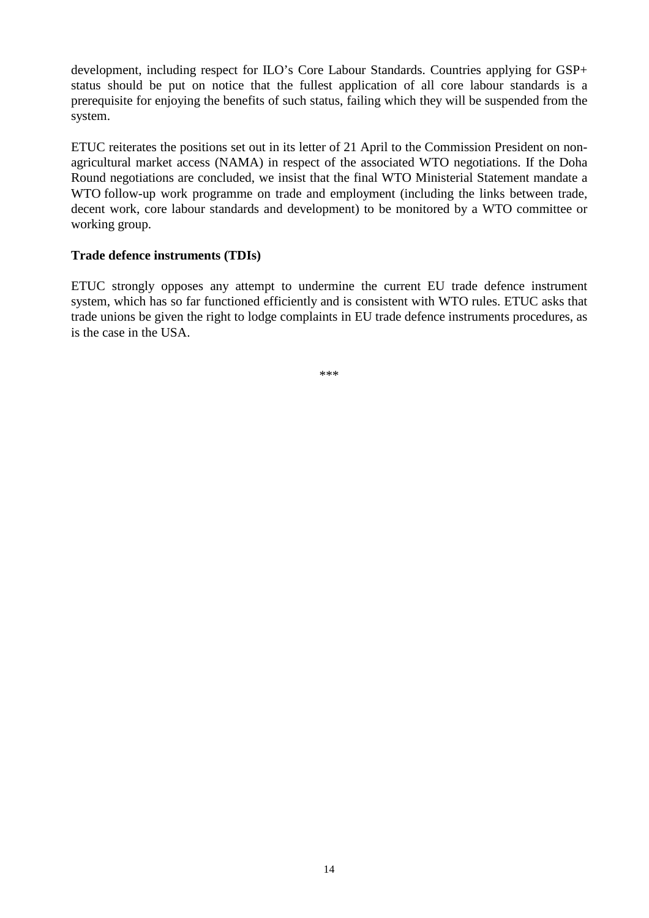development, including respect for ILO's Core Labour Standards. Countries applying for GSP+ status should be put on notice that the fullest application of all core labour standards is a prerequisite for enjoying the benefits of such status, failing which they will be suspended from the system.

ETUC reiterates the positions set out in its letter of 21 April to the Commission President on non-agricultural market access (NAMA) in respect of the associated WTO negotiations. If the Doha Round negotiations are concluded, we insist that the final WTO Ministerial Statement mandate a WTO follow-up work programme on trade and employment (including the links between trade, decent work, core labour standards and development) to be monitored by a WTO committee or working group.

**Trade defence instruments (TDIs)**

ETUC strongly opposes any attempt to undermine the current EU trade defence instrument system, which has so far functioned efficiently and is consistent with WTO rules. ETUC asks that trade unions be given the right to lodge complaints in EU trade defence instruments procedures, as is the case in the USA.

***